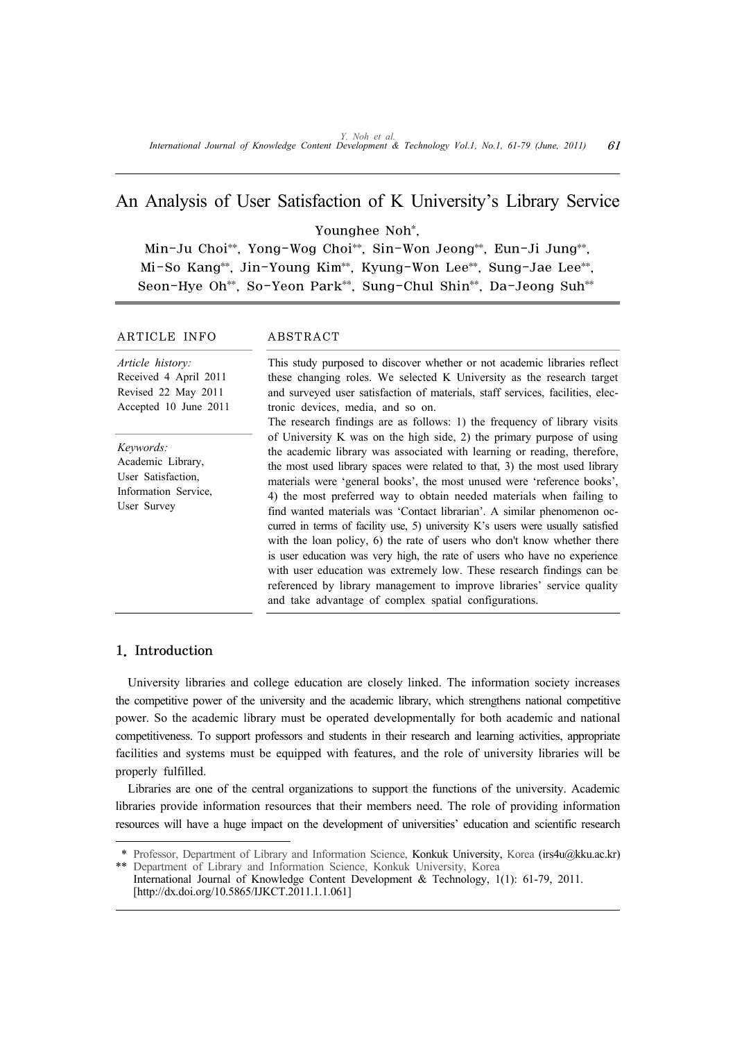# An Analysis of User Satisfaction of K University's Library Service

Younghee Noh*,

Min-Ju Choi**, Yong-Wog Choi**, Sin-Won Jeong**, Eun-Ji Jung**, Mi-So Kang**, Jin-Young Kim**, Kyung-Won Lee**, Sung-Jae Lee**, Seon-Hye Oh**, So-Yeon Park**, Sung-Chul Shin**, Da-Jeong Suh**

**ARTICLE INFO**

*Article history:*
Received 4 April 2011
Revised 22 May 2011
Accepted 10 June 2011

*Keywords:*
Academic Library,
User Satisfaction,
Information Service,
User Survey

**ABSTRACT**

This study purposed to discover whether or not academic libraries reflect these changing roles. We selected K University as the research target and surveyed user satisfaction of materials, staff services, facilities, electronic devices, media, and so on.

The research findings are as follows: 1) the frequency of library visits of University K was on the high side, 2) the primary purpose of using the academic library was associated with learning or reading, therefore, the most used library spaces were related to that, 3) the most used library materials were 'general books', the most unused were 'reference books', 4) the most preferred way to obtain needed materials when failing to find wanted materials was 'Contact librarian'. A similar phenomenon occurred in terms of facility use, 5) university K's users were usually satisfied with the loan policy, 6) the rate of users who don't know whether there is user education was very high, the rate of users who have no experience with user education was extremely low. These research findings can be referenced by library management to improve libraries' service quality and take advantage of complex spatial configurations.

## 1. Introduction

University libraries and college education are closely linked. The information society increases the competitive power of the university and the academic library, which strengthens national competitive power. So the academic library must be operated developmentally for both academic and national competitiveness. To support professors and students in their research and learning activities, appropriate facilities and systems must be equipped with features, and the role of university libraries will be properly fulfilled.

Libraries are one of the central organizations to support the functions of the university. Academic libraries provide information resources that their members need. The role of providing information resources will have a huge impact on the development of universities' education and scientific research

---

\* Professor, Department of Library and Information Science, Konkuk University, Korea (irs4u@kku.ac.kr)
\*\* Department of Library and Information Science, Konkuk University, Korea
International Journal of Knowledge Content Development & Technology, 1(1): 61-79, 2011.
[http://dx.doi.org/10.5865/IJKCT.2011.1.1.061]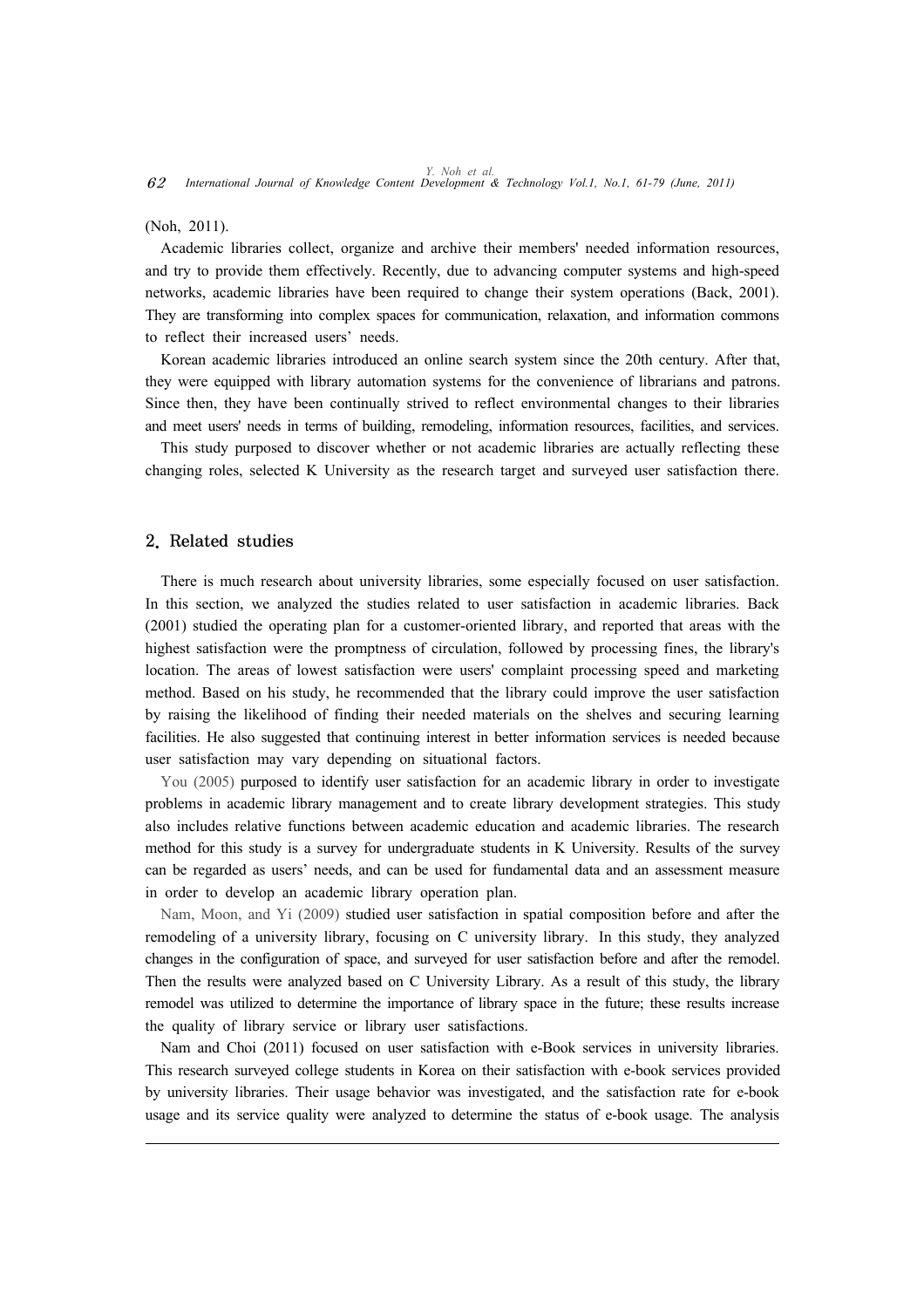(Noh, 2011).

Academic libraries collect, organize and archive their members' needed information resources, and try to provide them effectively. Recently, due to advancing computer systems and high-speed networks, academic libraries have been required to change their system operations (Back, 2001). They are transforming into complex spaces for communication, relaxation, and information commons to reflect their increased users' needs.

Korean academic libraries introduced an online search system since the 20th century. After that, they were equipped with library automation systems for the convenience of librarians and patrons. Since then, they have been continually strived to reflect environmental changes to their libraries and meet users' needs in terms of building, remodeling, information resources, facilities, and services.

This study purposed to discover whether or not academic libraries are actually reflecting these changing roles, selected K University as the research target and surveyed user satisfaction there.

## 2. Related studies

There is much research about university libraries, some especially focused on user satisfaction. In this section, we analyzed the studies related to user satisfaction in academic libraries. Back (2001) studied the operating plan for a customer-oriented library, and reported that areas with the highest satisfaction were the promptness of circulation, followed by processing fines, the library's location. The areas of lowest satisfaction were users' complaint processing speed and marketing method. Based on his study, he recommended that the library could improve the user satisfaction by raising the likelihood of finding their needed materials on the shelves and securing learning facilities. He also suggested that continuing interest in better information services is needed because user satisfaction may vary depending on situational factors.

You (2005) purposed to identify user satisfaction for an academic library in order to investigate problems in academic library management and to create library development strategies. This study also includes relative functions between academic education and academic libraries. The research method for this study is a survey for undergraduate students in K University. Results of the survey can be regarded as users' needs, and can be used for fundamental data and an assessment measure in order to develop an academic library operation plan.

Nam, Moon, and Yi (2009) studied user satisfaction in spatial composition before and after the remodeling of a university library, focusing on C university library. In this study, they analyzed changes in the configuration of space, and surveyed for user satisfaction before and after the remodel. Then the results were analyzed based on C University Library. As a result of this study, the library remodel was utilized to determine the importance of library space in the future; these results increase the quality of library service or library user satisfactions.

Nam and Choi (2011) focused on user satisfaction with e-Book services in university libraries. This research surveyed college students in Korea on their satisfaction with e-book services provided by university libraries. Their usage behavior was investigated, and the satisfaction rate for e-book usage and its service quality were analyzed to determine the status of e-book usage. The analysis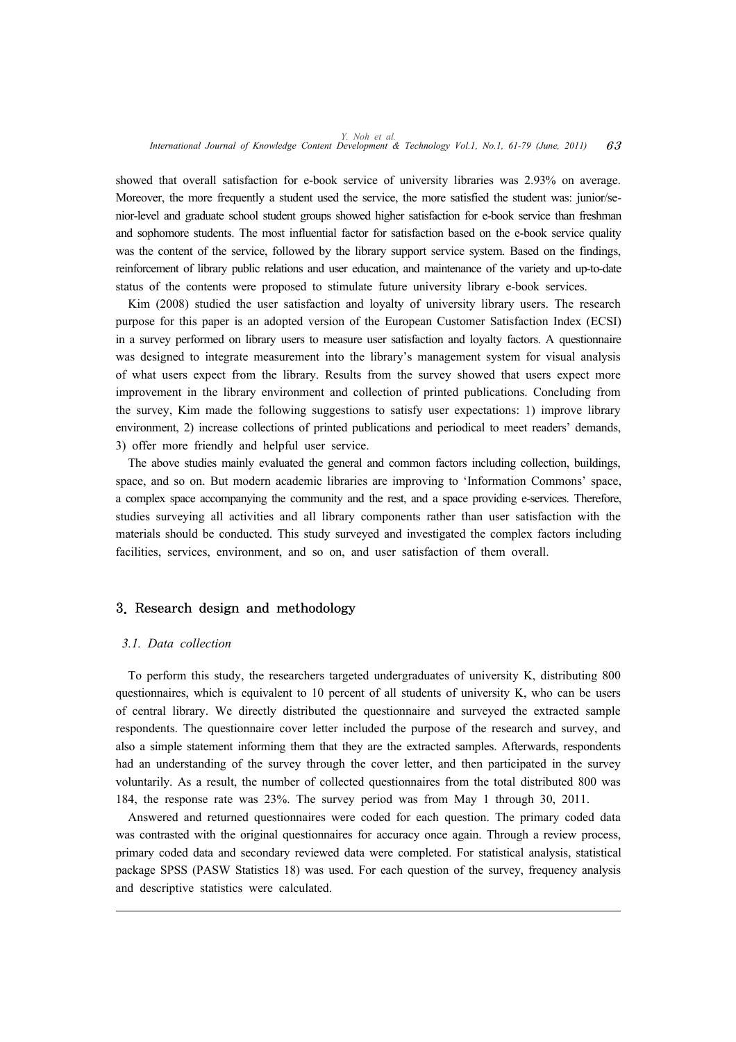showed that overall satisfaction for e-book service of university libraries was 2.93% on average. Moreover, the more frequently a student used the service, the more satisfied the student was: junior/senior-level and graduate school student groups showed higher satisfaction for e-book service than freshman and sophomore students. The most influential factor for satisfaction based on the e-book service quality was the content of the service, followed by the library support service system. Based on the findings, reinforcement of library public relations and user education, and maintenance of the variety and up-to-date status of the contents were proposed to stimulate future university library e-book services.

Kim (2008) studied the user satisfaction and loyalty of university library users. The research purpose for this paper is an adopted version of the European Customer Satisfaction Index (ECSI) in a survey performed on library users to measure user satisfaction and loyalty factors. A questionnaire was designed to integrate measurement into the library's management system for visual analysis of what users expect from the library. Results from the survey showed that users expect more improvement in the library environment and collection of printed publications. Concluding from the survey, Kim made the following suggestions to satisfy user expectations: 1) improve library environment, 2) increase collections of printed publications and periodical to meet readers' demands, 3) offer more friendly and helpful user service.

The above studies mainly evaluated the general and common factors including collection, buildings, space, and so on. But modern academic libraries are improving to 'Information Commons' space, a complex space accompanying the community and the rest, and a space providing e-services. Therefore, studies surveying all activities and all library components rather than user satisfaction with the materials should be conducted. This study surveyed and investigated the complex factors including facilities, services, environment, and so on, and user satisfaction of them overall.

## 3. Research design and methodology

### 3.1. Data collection

To perform this study, the researchers targeted undergraduates of university K, distributing 800 questionnaires, which is equivalent to 10 percent of all students of university K, who can be users of central library. We directly distributed the questionnaire and surveyed the extracted sample respondents. The questionnaire cover letter included the purpose of the research and survey, and also a simple statement informing them that they are the extracted samples. Afterwards, respondents had an understanding of the survey through the cover letter, and then participated in the survey voluntarily. As a result, the number of collected questionnaires from the total distributed 800 was 184, the response rate was 23%. The survey period was from May 1 through 30, 2011.

Answered and returned questionnaires were coded for each question. The primary coded data was contrasted with the original questionnaires for accuracy once again. Through a review process, primary coded data and secondary reviewed data were completed. For statistical analysis, statistical package SPSS (PASW Statistics 18) was used. For each question of the survey, frequency analysis and descriptive statistics were calculated.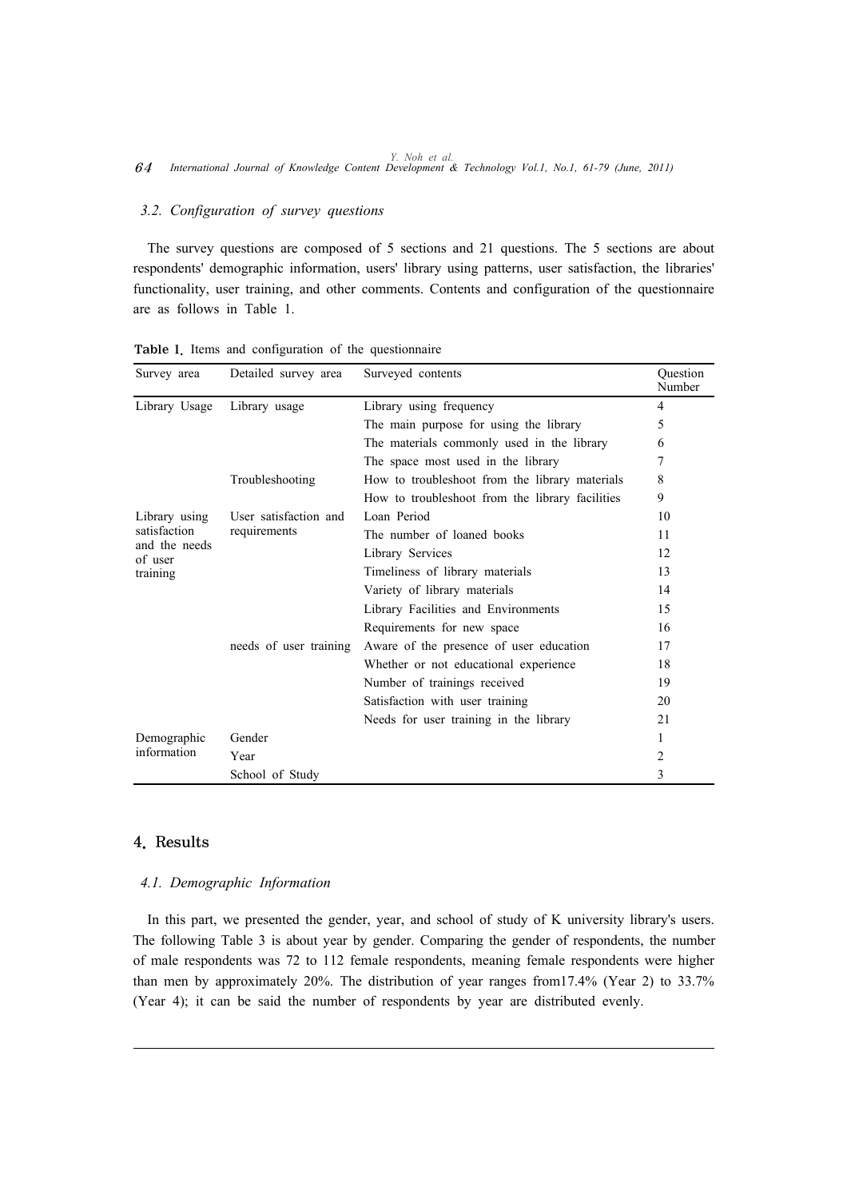### 3.2. Configuration of survey questions

The survey questions are composed of 5 sections and 21 questions. The 5 sections are about respondents' demographic information, users' library using patterns, user satisfaction, the libraries' functionality, user training, and other comments. Contents and configuration of the questionnaire are as follows in Table 1.

**Table 1.** Items and configuration of the questionnaire

| Survey area | Detailed survey area | Surveyed contents | Question Number |
|---|---|---|---|
| Library Usage | Library usage | Library using frequency | 4 |
| | | The main purpose for using the library | 5 |
| | | The materials commonly used in the library | 6 |
| | | The space most used in the library | 7 |
| | Troubleshooting | How to troubleshoot from the library materials | 8 |
| | | How to troubleshoot from the library facilities | 9 |
| Library using satisfaction and the needs of user training | User satisfaction and requirements | Loan Period | 10 |
| | | The number of loaned books | 11 |
| | | Library Services | 12 |
| | | Timeliness of library materials | 13 |
| | | Variety of library materials | 14 |
| | | Library Facilities and Environments | 15 |
| | | Requirements for new space | 16 |
| | needs of user training | Aware of the presence of user education | 17 |
| | | Whether or not educational experience | 18 |
| | | Number of trainings received | 19 |
| | | Satisfaction with user training | 20 |
| | | Needs for user training in the library | 21 |
| Demographic information | Gender | | 1 |
| | Year | | 2 |
| | School of Study | | 3 |

## 4. Results

### 4.1. Demographic Information

In this part, we presented the gender, year, and school of study of K university library's users. The following Table 3 is about year by gender. Comparing the gender of respondents, the number of male respondents was 72 to 112 female respondents, meaning female respondents were higher than men by approximately 20%. The distribution of year ranges from17.4% (Year 2) to 33.7% (Year 4); it can be said the number of respondents by year are distributed evenly.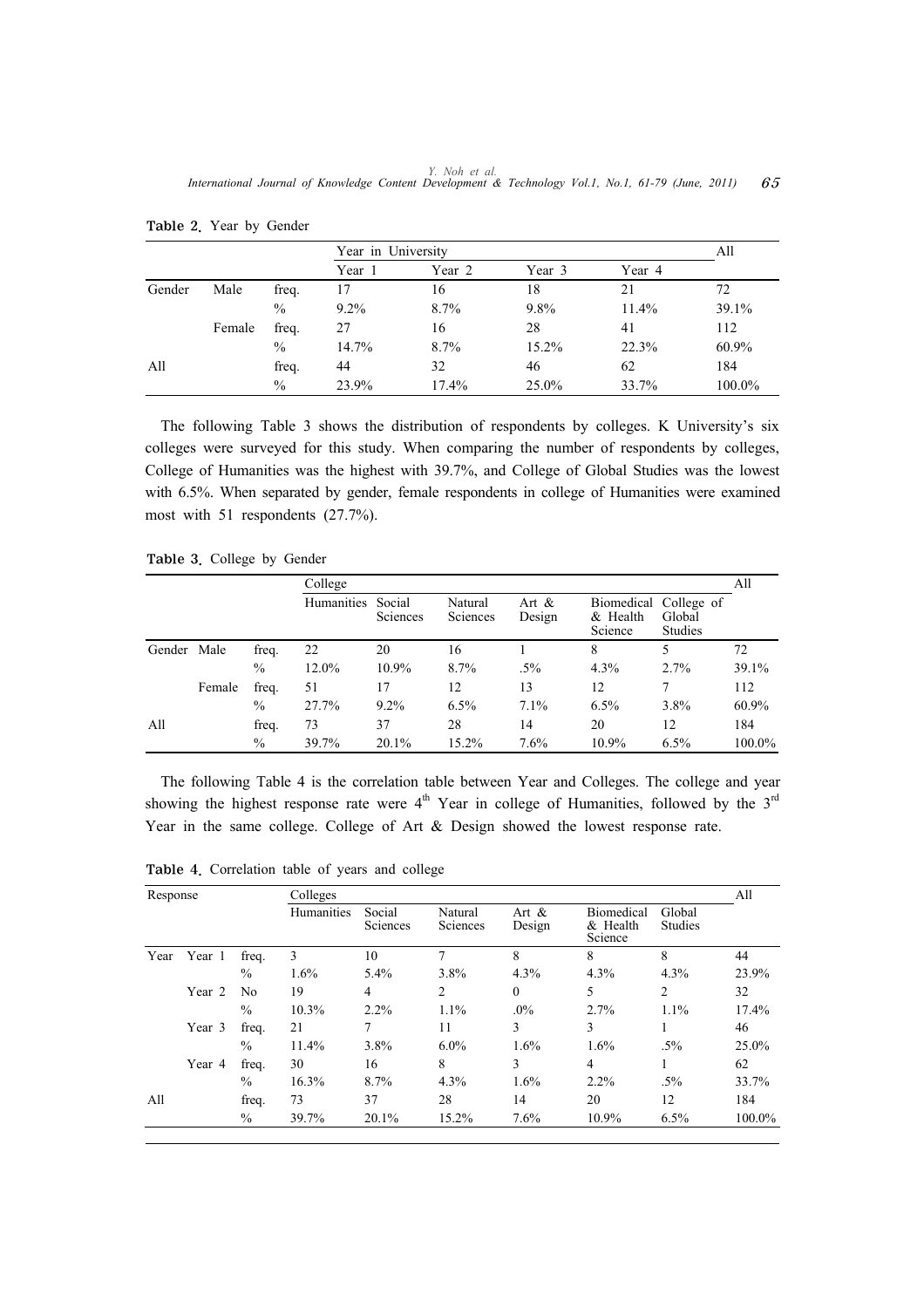**Table 2.** Year by Gender

| | | | Year in University | | | | All |
|---|---|---|---|---|---|---|---|
| | | | Year 1 | Year 2 | Year 3 | Year 4 | |
| Gender | Male | freq. | 17 | 16 | 18 | 21 | 72 |
| | | % | 9.2% | 8.7% | 9.8% | 11.4% | 39.1% |
| | Female | freq. | 27 | 16 | 28 | 41 | 112 |
| | | % | 14.7% | 8.7% | 15.2% | 22.3% | 60.9% |
| All | | freq. | 44 | 32 | 46 | 62 | 184 |
| | | % | 23.9% | 17.4% | 25.0% | 33.7% | 100.0% |

The following Table 3 shows the distribution of respondents by colleges. K University's six colleges were surveyed for this study. When comparing the number of respondents by colleges, College of Humanities was the highest with 39.7%, and College of Global Studies was the lowest with 6.5%. When separated by gender, female respondents in college of Humanities were examined most with 51 respondents (27.7%).

**Table 3.** College by Gender

| | | | College | | | | | | All |
|---|---|---|---|---|---|---|---|---|---|
| | | | Humanities | Social Sciences | Natural Sciences | Art & Design | Biomedical & Health Science | College of Global Studies | |
| Gender | Male | freq. | 22 | 20 | 16 | 1 | 8 | 5 | 72 |
| | | % | 12.0% | 10.9% | 8.7% | .5% | 4.3% | 2.7% | 39.1% |
| | Female | freq. | 51 | 17 | 12 | 13 | 12 | 7 | 112 |
| | | % | 27.7% | 9.2% | 6.5% | 7.1% | 6.5% | 3.8% | 60.9% |
| All | | freq. | 73 | 37 | 28 | 14 | 20 | 12 | 184 |
| | | % | 39.7% | 20.1% | 15.2% | 7.6% | 10.9% | 6.5% | 100.0% |

The following Table 4 is the correlation table between Year and Colleges. The college and year showing the highest response rate were 4th Year in college of Humanities, followed by the 3rd Year in the same college. College of Art & Design showed the lowest response rate.

**Table 4.** Correlation table of years and college

| Response | | | Colleges | | | | | | All |
|---|---|---|---|---|---|---|---|---|---|
| | | | Humanities | Social Sciences | Natural Sciences | Art & Design | Biomedical & Health Science | Global Studies | |
| Year | Year 1 | freq. | 3 | 10 | 7 | 8 | 8 | 8 | 44 |
| | | % | 1.6% | 5.4% | 3.8% | 4.3% | 4.3% | 4.3% | 23.9% |
| | Year 2 | No | 19 | 4 | 2 | 0 | 5 | 2 | 32 |
| | | % | 10.3% | 2.2% | 1.1% | .0% | 2.7% | 1.1% | 17.4% |
| | Year 3 | freq. | 21 | 7 | 11 | 3 | 3 | 1 | 46 |
| | | % | 11.4% | 3.8% | 6.0% | 1.6% | 1.6% | .5% | 25.0% |
| | Year 4 | freq. | 30 | 16 | 8 | 3 | 4 | 1 | 62 |
| | | % | 16.3% | 8.7% | 4.3% | 1.6% | 2.2% | .5% | 33.7% |
| All | | freq. | 73 | 37 | 28 | 14 | 20 | 12 | 184 |
| | | % | 39.7% | 20.1% | 15.2% | 7.6% | 10.9% | 6.5% | 100.0% |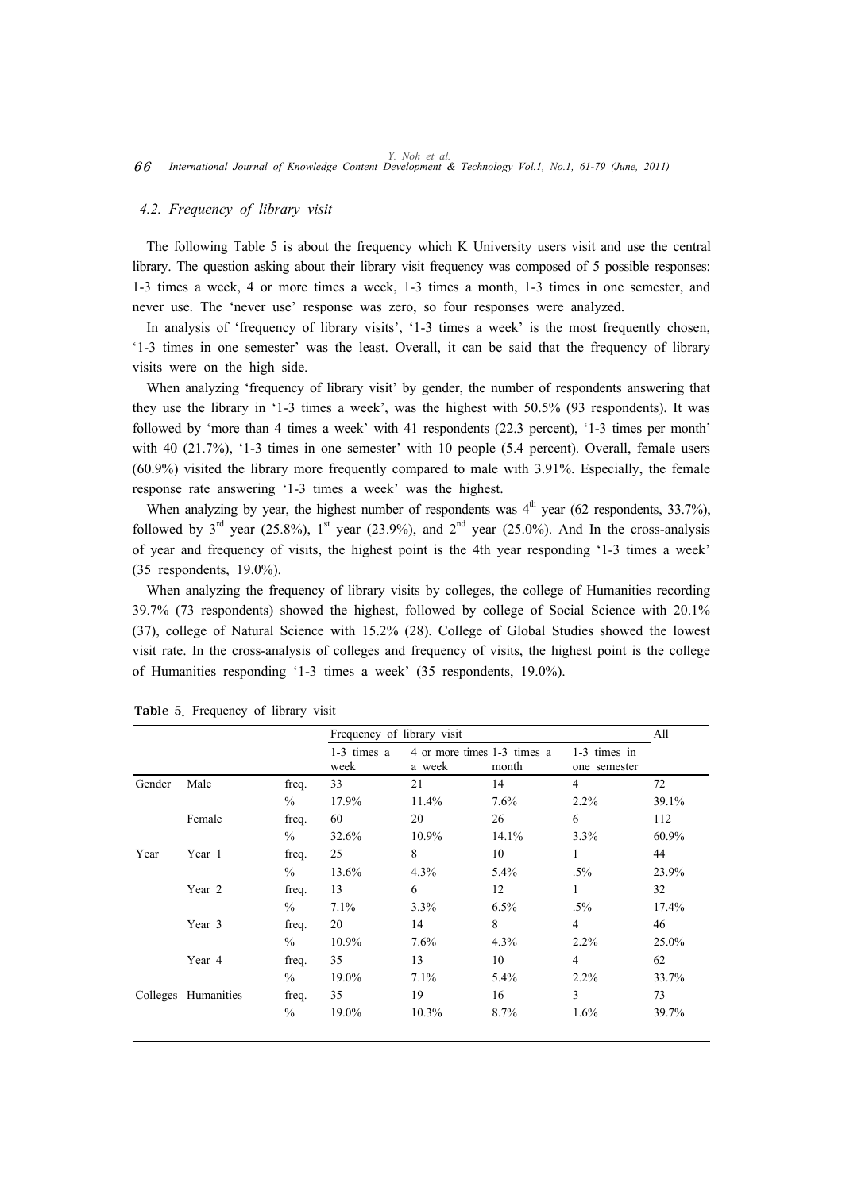### 4.2. Frequency of library visit

The following Table 5 is about the frequency which K University users visit and use the central library. The question asking about their library visit frequency was composed of 5 possible responses: 1-3 times a week, 4 or more times a week, 1-3 times a month, 1-3 times in one semester, and never use. The 'never use' response was zero, so four responses were analyzed.

In analysis of 'frequency of library visits', '1-3 times a week' is the most frequently chosen, '1-3 times in one semester' was the least. Overall, it can be said that the frequency of library visits were on the high side.

When analyzing 'frequency of library visit' by gender, the number of respondents answering that they use the library in '1-3 times a week', was the highest with 50.5% (93 respondents). It was followed by 'more than 4 times a week' with 41 respondents (22.3 percent), '1-3 times per month' with 40 (21.7%), '1-3 times in one semester' with 10 people (5.4 percent). Overall, female users (60.9%) visited the library more frequently compared to male with 3.91%. Especially, the female response rate answering '1-3 times a week' was the highest.

When analyzing by year, the highest number of respondents was 4th year (62 respondents, 33.7%), followed by 3rd year (25.8%), 1st year (23.9%), and 2nd year (25.0%). And In the cross-analysis of year and frequency of visits, the highest point is the 4th year responding '1-3 times a week' (35 respondents, 19.0%).

When analyzing the frequency of library visits by colleges, the college of Humanities recording 39.7% (73 respondents) showed the highest, followed by college of Social Science with 20.1% (37), college of Natural Science with 15.2% (28). College of Global Studies showed the lowest visit rate. In the cross-analysis of colleges and frequency of visits, the highest point is the college of Humanities responding '1-3 times a week' (35 respondents, 19.0%).

**Table 5.** Frequency of library visit

| | | | Frequency of library visit | | | | All |
|---|---|---|---|---|---|---|---|
| | | | 1-3 times a week | 4 or more times a week | 1-3 times a month | 1-3 times in one semester | |
| Gender | Male | freq. | 33 | 21 | 14 | 4 | 72 |
| | | % | 17.9% | 11.4% | 7.6% | 2.2% | 39.1% |
| | Female | freq. | 60 | 20 | 26 | 6 | 112 |
| | | % | 32.6% | 10.9% | 14.1% | 3.3% | 60.9% |
| Year | Year 1 | freq. | 25 | 8 | 10 | 1 | 44 |
| | | % | 13.6% | 4.3% | 5.4% | .5% | 23.9% |
| | Year 2 | freq. | 13 | 6 | 12 | 1 | 32 |
| | | % | 7.1% | 3.3% | 6.5% | .5% | 17.4% |
| | Year 3 | freq. | 20 | 14 | 8 | 4 | 46 |
| | | % | 10.9% | 7.6% | 4.3% | 2.2% | 25.0% |
| | Year 4 | freq. | 35 | 13 | 10 | 4 | 62 |
| | | % | 19.0% | 7.1% | 5.4% | 2.2% | 33.7% |
| Colleges | Humanities | freq. | 35 | 19 | 16 | 3 | 73 |
| | | % | 19.0% | 10.3% | 8.7% | 1.6% | 39.7% |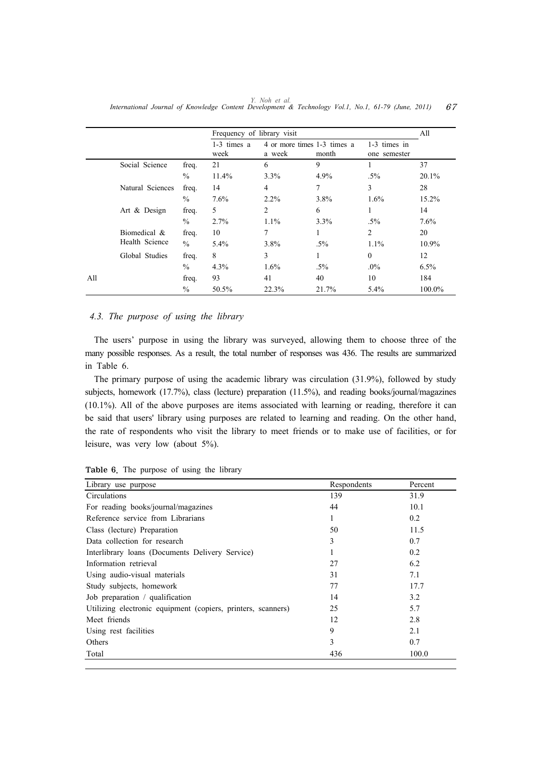| | | | Frequency of library visit | | | | All |
|---|---|---|---|---|---|---|---|
| | | | 1-3 times a week | 4 or more times a week | 1-3 times a month | 1-3 times in one semester | |
| | Social Science | freq. | 21 | 6 | 9 | 1 | 37 |
| | | % | 11.4% | 3.3% | 4.9% | .5% | 20.1% |
| | Natural Sciences | freq. | 14 | 4 | 7 | 3 | 28 |
| | | % | 7.6% | 2.2% | 3.8% | 1.6% | 15.2% |
| | Art & Design | freq. | 5 | 2 | 6 | 1 | 14 |
| | | % | 2.7% | 1.1% | 3.3% | .5% | 7.6% |
| | Biomedical & Health Science | freq. | 10 | 7 | 1 | 2 | 20 |
| | | % | 5.4% | 3.8% | .5% | 1.1% | 10.9% |
| | Global Studies | freq. | 8 | 3 | 1 | 0 | 12 |
| | | % | 4.3% | 1.6% | .5% | .0% | 6.5% |
| All | | freq. | 93 | 41 | 40 | 10 | 184 |
| | | % | 50.5% | 22.3% | 21.7% | 5.4% | 100.0% |

### *4.3. The purpose of using the library*

The users' purpose in using the library was surveyed, allowing them to choose three of the many possible responses. As a result, the total number of responses was 436. The results are summarized in Table 6.

The primary purpose of using the academic library was circulation (31.9%), followed by study subjects, homework (17.7%), class (lecture) preparation (11.5%), and reading books/journal/magazines (10.1%). All of the above purposes are items associated with learning or reading, therefore it can be said that users' library using purposes are related to learning and reading. On the other hand, the rate of respondents who visit the library to meet friends or to make use of facilities, or for leisure, was very low (about 5%).

**Table 6.** The purpose of using the library

| Library use purpose | Respondents | Percent |
|---|---|---|
| Circulations | 139 | 31.9 |
| For reading books/journal/magazines | 44 | 10.1 |
| Reference service from Librarians | 1 | 0.2 |
| Class (lecture) Preparation | 50 | 11.5 |
| Data collection for research | 3 | 0.7 |
| Interlibrary loans (Documents Delivery Service) | 1 | 0.2 |
| Information retrieval | 27 | 6.2 |
| Using audio-visual materials | 31 | 7.1 |
| Study subjects, homework | 77 | 17.7 |
| Job preparation / qualification | 14 | 3.2 |
| Utilizing electronic equipment (copiers, printers, scanners) | 25 | 5.7 |
| Meet friends | 12 | 2.8 |
| Using rest facilities | 9 | 2.1 |
| Others | 3 | 0.7 |
| Total | 436 | 100.0 |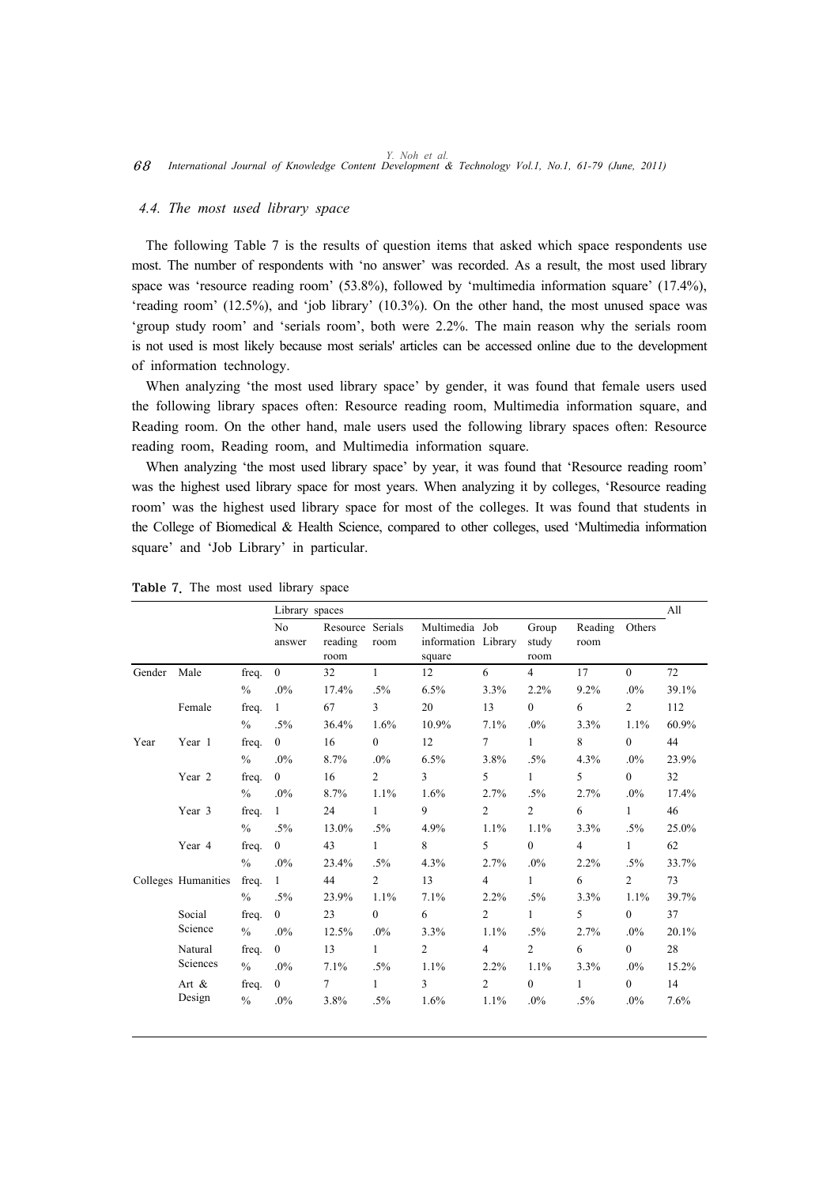### 4.4. The most used library space

The following Table 7 is the results of question items that asked which space respondents use most. The number of respondents with 'no answer' was recorded. As a result, the most used library space was 'resource reading room' (53.8%), followed by 'multimedia information square' (17.4%), 'reading room' (12.5%), and 'job library' (10.3%). On the other hand, the most unused space was 'group study room' and 'serials room', both were 2.2%. The main reason why the serials room is not used is most likely because most serials' articles can be accessed online due to the development of information technology.

When analyzing 'the most used library space' by gender, it was found that female users used the following library spaces often: Resource reading room, Multimedia information square, and Reading room. On the other hand, male users used the following library spaces often: Resource reading room, Reading room, and Multimedia information square.

When analyzing 'the most used library space' by year, it was found that 'Resource reading room' was the highest used library space for most years. When analyzing it by colleges, 'Resource reading room' was the highest used library space for most of the colleges. It was found that students in the College of Biomedical & Health Science, compared to other colleges, used 'Multimedia information square' and 'Job Library' in particular.

**Table 7.** The most used library space

| | | | Library spaces | | | | | | | | All |
|---|---|---|---|---|---|---|---|---|---|---|---|
| | | | No answer | Resource reading room | Serials room | Multimedia information square | Job Library | Group study room | Reading room | Others | |
| Gender | Male | freq. | 0 | 32 | 1 | 12 | 6 | 4 | 17 | 0 | 72 |
| | | % | .0% | 17.4% | .5% | 6.5% | 3.3% | 2.2% | 9.2% | .0% | 39.1% |
| | Female | freq. | 1 | 67 | 3 | 20 | 13 | 0 | 6 | 2 | 112 |
| | | % | .5% | 36.4% | 1.6% | 10.9% | 7.1% | .0% | 3.3% | 1.1% | 60.9% |
| Year | Year 1 | freq. | 0 | 16 | 0 | 12 | 7 | 1 | 8 | 0 | 44 |
| | | % | .0% | 8.7% | .0% | 6.5% | 3.8% | .5% | 4.3% | .0% | 23.9% |
| | Year 2 | freq. | 0 | 16 | 2 | 3 | 5 | 1 | 5 | 0 | 32 |
| | | % | .0% | 8.7% | 1.1% | 1.6% | 2.7% | .5% | 2.7% | .0% | 17.4% |
| | Year 3 | freq. | 1 | 24 | 1 | 9 | 2 | 2 | 6 | 1 | 46 |
| | | % | .5% | 13.0% | .5% | 4.9% | 1.1% | 1.1% | 3.3% | .5% | 25.0% |
| | Year 4 | freq. | 0 | 43 | 1 | 8 | 5 | 0 | 4 | 1 | 62 |
| | | % | .0% | 23.4% | .5% | 4.3% | 2.7% | .0% | 2.2% | .5% | 33.7% |
| Colleges | Humanities | freq. | 1 | 44 | 2 | 13 | 4 | 1 | 6 | 2 | 73 |
| | | % | .5% | 23.9% | 1.1% | 7.1% | 2.2% | .5% | 3.3% | 1.1% | 39.7% |
| | Social Science | freq. | 0 | 23 | 0 | 6 | 2 | 1 | 5 | 0 | 37 |
| | | % | .0% | 12.5% | .0% | 3.3% | 1.1% | .5% | 2.7% | .0% | 20.1% |
| | Natural Sciences | freq. | 0 | 13 | 1 | 2 | 4 | 2 | 6 | 0 | 28 |
| | | % | .0% | 7.1% | .5% | 1.1% | 2.2% | 1.1% | 3.3% | .0% | 15.2% |
| | Art & Design | freq. | 0 | 7 | 1 | 3 | 2 | 0 | 1 | 0 | 14 |
| | | % | .0% | 3.8% | .5% | 1.6% | 1.1% | .0% | .5% | .0% | 7.6% |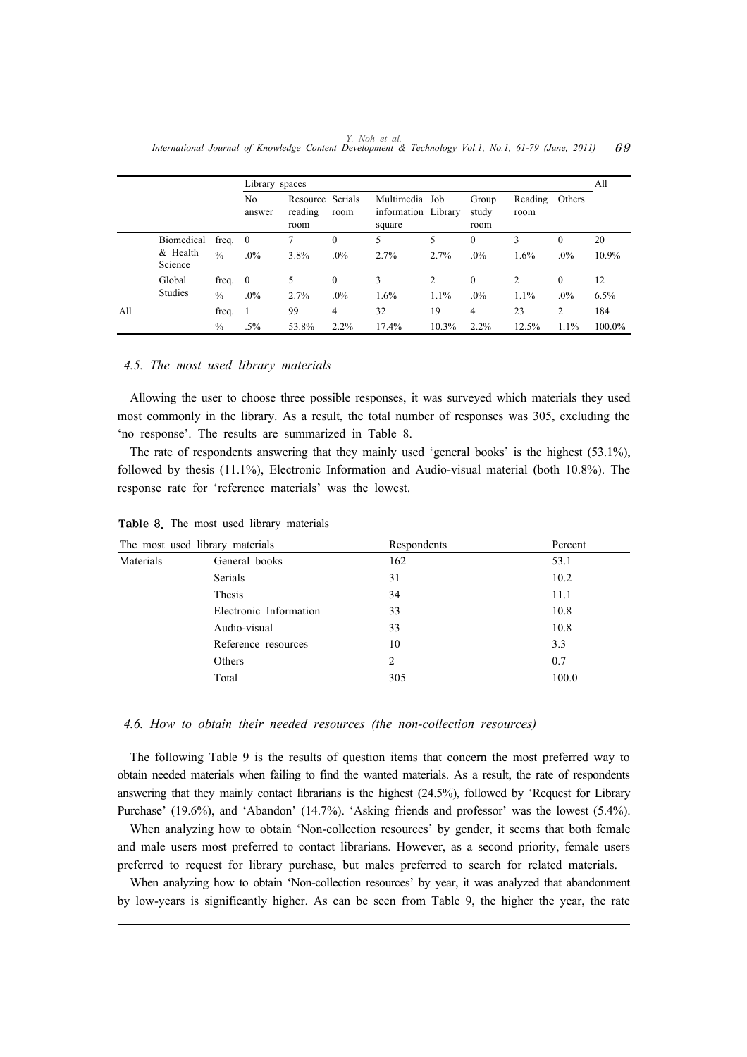|  |  |  | Library spaces |  |  |  |  |  |  |  | All |
|---|---|---|---|---|---|---|---|---|---|---|---|
|  |  |  | No answer | Resource reading room | Serials room | Multimedia information square | Job Library | Group study room | Reading room | Others |  |
|  | Biomedical & Health Science | freq. | 0 | 7 | 0 | 5 | 5 | 0 | 3 | 0 | 20 |
|  |  | % | .0% | 3.8% | .0% | 2.7% | 2.7% | .0% | 1.6% | .0% | 10.9% |
|  | Global Studies | freq. | 0 | 5 | 0 | 3 | 2 | 0 | 2 | 0 | 12 |
|  |  | % | .0% | 2.7% | .0% | 1.6% | 1.1% | .0% | 1.1% | .0% | 6.5% |
| All |  | freq. | 1 | 99 | 4 | 32 | 19 | 4 | 23 | 2 | 184 |
|  |  | % | .5% | 53.8% | 2.2% | 17.4% | 10.3% | 2.2% | 12.5% | 1.1% | 100.0% |

### *4.5. The most used library materials*

Allowing the user to choose three possible responses, it was surveyed which materials they used most commonly in the library. As a result, the total number of responses was 305, excluding the 'no response'. The results are summarized in Table 8.

The rate of respondents answering that they mainly used 'general books' is the highest (53.1%), followed by thesis (11.1%), Electronic Information and Audio-visual material (both 10.8%). The response rate for 'reference materials' was the lowest.

**Table 8.** The most used library materials

| The most used library materials |  | Respondents | Percent |
|---|---|---|---|
| Materials | General books | 162 | 53.1 |
|  | Serials | 31 | 10.2 |
|  | Thesis | 34 | 11.1 |
|  | Electronic Information | 33 | 10.8 |
|  | Audio-visual | 33 | 10.8 |
|  | Reference resources | 10 | 3.3 |
|  | Others | 2 | 0.7 |
|  | Total | 305 | 100.0 |

### *4.6. How to obtain their needed resources (the non-collection resources)*

The following Table 9 is the results of question items that concern the most preferred way to obtain needed materials when failing to find the wanted materials. As a result, the rate of respondents answering that they mainly contact librarians is the highest (24.5%), followed by 'Request for Library Purchase' (19.6%), and 'Abandon' (14.7%). 'Asking friends and professor' was the lowest (5.4%).

When analyzing how to obtain 'Non-collection resources' by gender, it seems that both female and male users most preferred to contact librarians. However, as a second priority, female users preferred to request for library purchase, but males preferred to search for related materials.

When analyzing how to obtain 'Non-collection resources' by year, it was analyzed that abandonment by low-years is significantly higher. As can be seen from Table 9, the higher the year, the rate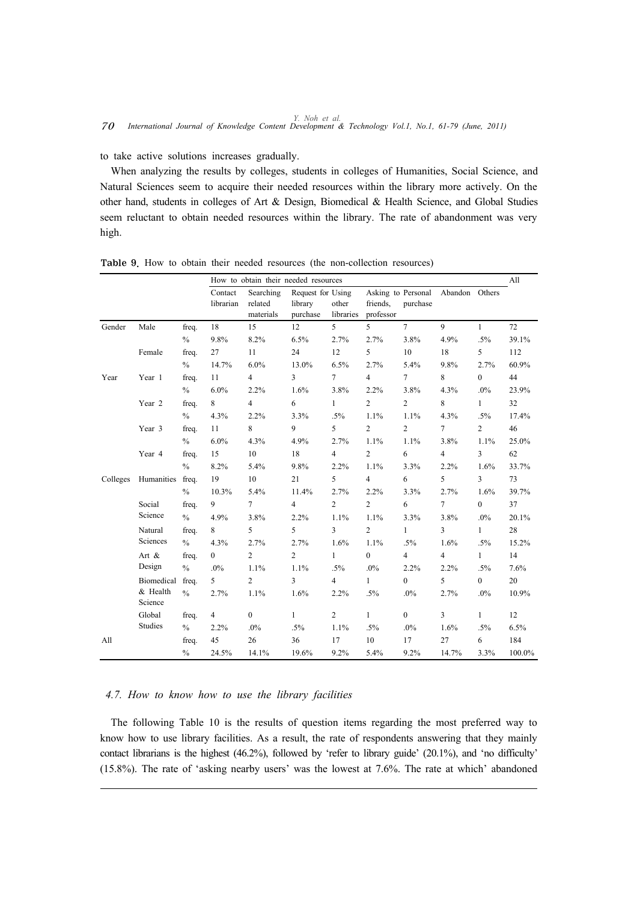to take active solutions increases gradually.

When analyzing the results by colleges, students in colleges of Humanities, Social Science, and Natural Sciences seem to acquire their needed resources within the library more actively. On the other hand, students in colleges of Art & Design, Biomedical & Health Science, and Global Studies seem reluctant to obtain needed resources within the library. The rate of abandonment was very high.

**Table 9.** How to obtain their needed resources (the non-collection resources)

| | | | How to obtain their needed resources | | | | | | | | All |
|---|---|---|---|---|---|---|---|---|---|---|---|
| | | | Contact librarian | Searching related materials | Request for library purchase | Using other libraries | Asking to friends, professor | Personal purchase | Abandon | Others | |
| Gender | Male | freq. | 18 | 15 | 12 | 5 | 5 | 7 | 9 | 1 | 72 |
| | | % | 9.8% | 8.2% | 6.5% | 2.7% | 2.7% | 3.8% | 4.9% | .5% | 39.1% |
| | Female | freq. | 27 | 11 | 24 | 12 | 5 | 10 | 18 | 5 | 112 |
| | | % | 14.7% | 6.0% | 13.0% | 6.5% | 2.7% | 5.4% | 9.8% | 2.7% | 60.9% |
| Year | Year 1 | freq. | 11 | 4 | 3 | 7 | 4 | 7 | 8 | 0 | 44 |
| | | % | 6.0% | 2.2% | 1.6% | 3.8% | 2.2% | 3.8% | 4.3% | .0% | 23.9% |
| | Year 2 | freq. | 8 | 4 | 6 | 1 | 2 | 2 | 8 | 1 | 32 |
| | | % | 4.3% | 2.2% | 3.3% | .5% | 1.1% | 1.1% | 4.3% | .5% | 17.4% |
| | Year 3 | freq. | 11 | 8 | 9 | 5 | 2 | 2 | 7 | 2 | 46 |
| | | % | 6.0% | 4.3% | 4.9% | 2.7% | 1.1% | 1.1% | 3.8% | 1.1% | 25.0% |
| | Year 4 | freq. | 15 | 10 | 18 | 4 | 2 | 6 | 4 | 3 | 62 |
| | | % | 8.2% | 5.4% | 9.8% | 2.2% | 1.1% | 3.3% | 2.2% | 1.6% | 33.7% |
| Colleges | Humanities | freq. | 19 | 10 | 21 | 5 | 4 | 6 | 5 | 3 | 73 |
| | | % | 10.3% | 5.4% | 11.4% | 2.7% | 2.2% | 3.3% | 2.7% | 1.6% | 39.7% |
| | Social Science | freq. | 9 | 7 | 4 | 2 | 2 | 6 | 7 | 0 | 37 |
| | | % | 4.9% | 3.8% | 2.2% | 1.1% | 1.1% | 3.3% | 3.8% | .0% | 20.1% |
| | Natural Sciences | freq. | 8 | 5 | 5 | 3 | 2 | 1 | 3 | 1 | 28 |
| | | % | 4.3% | 2.7% | 2.7% | 1.6% | 1.1% | .5% | 1.6% | .5% | 15.2% |
| | Art & Design | freq. | 0 | 2 | 2 | 1 | 0 | 4 | 4 | 1 | 14 |
| | | % | .0% | 1.1% | 1.1% | .5% | .0% | 2.2% | 2.2% | .5% | 7.6% |
| | Biomedical & Health Science | freq. | 5 | 2 | 3 | 4 | 1 | 0 | 5 | 0 | 20 |
| | | % | 2.7% | 1.1% | 1.6% | 2.2% | .5% | .0% | 2.7% | .0% | 10.9% |
| | Global Studies | freq. | 4 | 0 | 1 | 2 | 1 | 0 | 3 | 1 | 12 |
| | | % | 2.2% | .0% | .5% | 1.1% | .5% | .0% | 1.6% | .5% | 6.5% |
| All | | freq. | 45 | 26 | 36 | 17 | 10 | 17 | 27 | 6 | 184 |
| | | % | 24.5% | 14.1% | 19.6% | 9.2% | 5.4% | 9.2% | 14.7% | 3.3% | 100.0% |

### *4.7. How to know how to use the library facilities*

The following Table 10 is the results of question items regarding the most preferred way to know how to use library facilities. As a result, the rate of respondents answering that they mainly contact librarians is the highest (46.2%), followed by 'refer to library guide' (20.1%), and 'no difficulty' (15.8%). The rate of 'asking nearby users' was the lowest at 7.6%. The rate at which' abandoned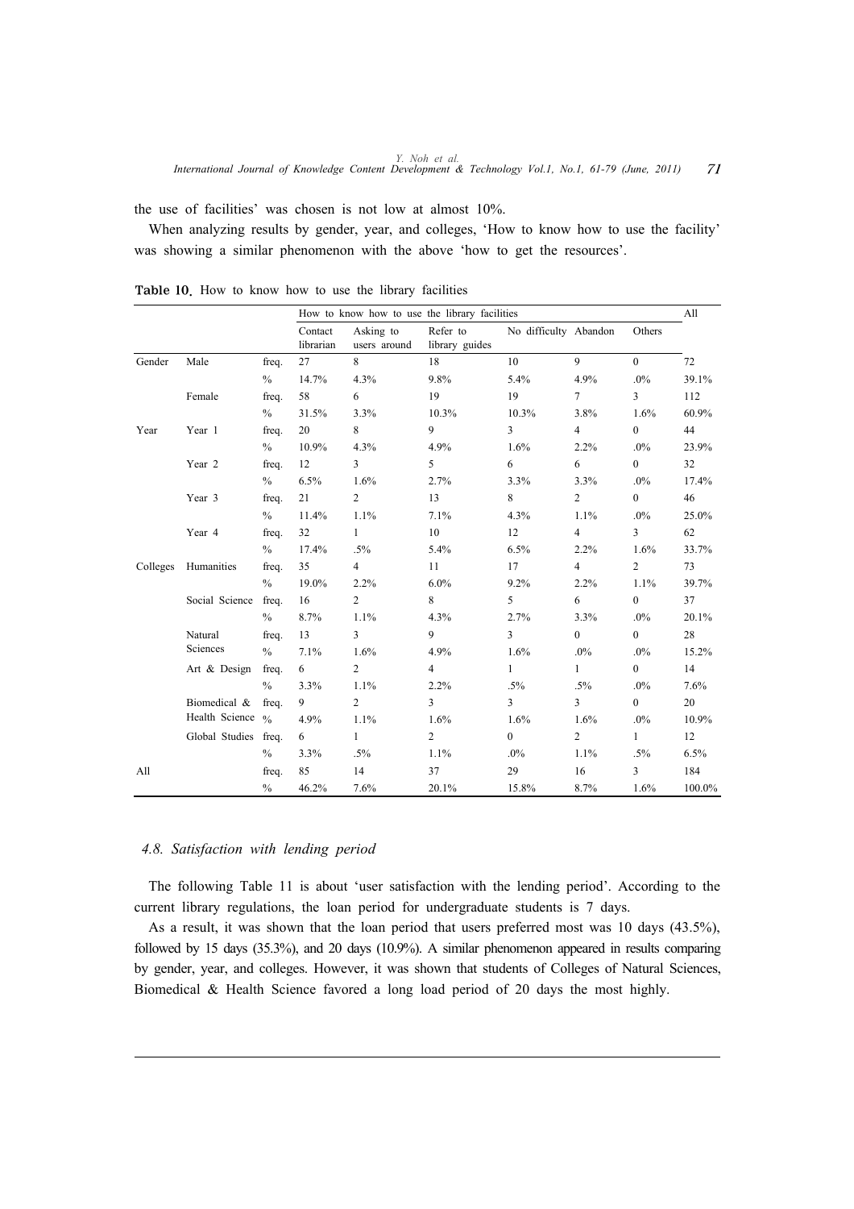the use of facilities' was chosen is not low at almost 10%.

When analyzing results by gender, year, and colleges, 'How to know how to use the facility' was showing a similar phenomenon with the above 'how to get the resources'.

**Table 10.** How to know how to use the library facilities

| | | | How to know how to use the library facilities | | | | | | All |
|---|---|---|---|---|---|---|---|---|---|
| | | | Contact librarian | Asking to users around | Refer to library guides | No difficulty | Abandon | Others | |
| Gender | Male | freq. | 27 | 8 | 18 | 10 | 9 | 0 | 72 |
| | | % | 14.7% | 4.3% | 9.8% | 5.4% | 4.9% | .0% | 39.1% |
| | Female | freq. | 58 | 6 | 19 | 19 | 7 | 3 | 112 |
| | | % | 31.5% | 3.3% | 10.3% | 10.3% | 3.8% | 1.6% | 60.9% |
| Year | Year 1 | freq. | 20 | 8 | 9 | 3 | 4 | 0 | 44 |
| | | % | 10.9% | 4.3% | 4.9% | 1.6% | 2.2% | .0% | 23.9% |
| | Year 2 | freq. | 12 | 3 | 5 | 6 | 6 | 0 | 32 |
| | | % | 6.5% | 1.6% | 2.7% | 3.3% | 3.3% | .0% | 17.4% |
| | Year 3 | freq. | 21 | 2 | 13 | 8 | 2 | 0 | 46 |
| | | % | 11.4% | 1.1% | 7.1% | 4.3% | 1.1% | .0% | 25.0% |
| | Year 4 | freq. | 32 | 1 | 10 | 12 | 4 | 3 | 62 |
| | | % | 17.4% | .5% | 5.4% | 6.5% | 2.2% | 1.6% | 33.7% |
| Colleges | Humanities | freq. | 35 | 4 | 11 | 17 | 4 | 2 | 73 |
| | | % | 19.0% | 2.2% | 6.0% | 9.2% | 2.2% | 1.1% | 39.7% |
| | Social Science | freq. | 16 | 2 | 8 | 5 | 6 | 0 | 37 |
| | | % | 8.7% | 1.1% | 4.3% | 2.7% | 3.3% | .0% | 20.1% |
| | Natural Sciences | freq. | 13 | 3 | 9 | 3 | 0 | 0 | 28 |
| | | % | 7.1% | 1.6% | 4.9% | 1.6% | .0% | .0% | 15.2% |
| | Art & Design | freq. | 6 | 2 | 4 | 1 | 1 | 0 | 14 |
| | | % | 3.3% | 1.1% | 2.2% | .5% | .5% | .0% | 7.6% |
| | Biomedical & Health Science | freq. | 9 | 2 | 3 | 3 | 3 | 0 | 20 |
| | | % | 4.9% | 1.1% | 1.6% | 1.6% | 1.6% | .0% | 10.9% |
| | Global Studies | freq. | 6 | 1 | 2 | 0 | 2 | 1 | 12 |
| | | % | 3.3% | .5% | 1.1% | .0% | 1.1% | .5% | 6.5% |
| All | | freq. | 85 | 14 | 37 | 29 | 16 | 3 | 184 |
| | | % | 46.2% | 7.6% | 20.1% | 15.8% | 8.7% | 1.6% | 100.0% |

### *4.8. Satisfaction with lending period*

The following Table 11 is about 'user satisfaction with the lending period'. According to the current library regulations, the loan period for undergraduate students is 7 days.

As a result, it was shown that the loan period that users preferred most was 10 days (43.5%), followed by 15 days (35.3%), and 20 days (10.9%). A similar phenomenon appeared in results comparing by gender, year, and colleges. However, it was shown that students of Colleges of Natural Sciences, Biomedical & Health Science favored a long load period of 20 days the most highly.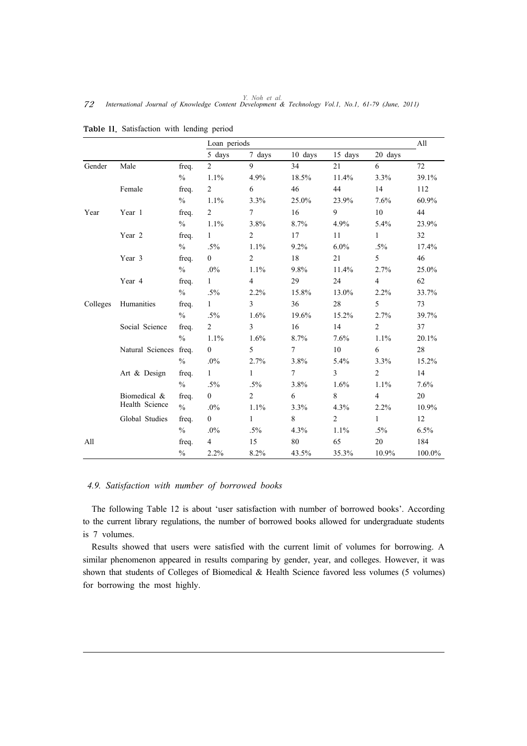**Table 11.** Satisfaction with lending period

| | | | Loan periods | | | | | All |
|---|---|---|---|---|---|---|---|---|
| | | | 5 days | 7 days | 10 days | 15 days | 20 days | |
| Gender | Male | freq. | 2 | 9 | 34 | 21 | 6 | 72 |
| | | % | 1.1% | 4.9% | 18.5% | 11.4% | 3.3% | 39.1% |
| | Female | freq. | 2 | 6 | 46 | 44 | 14 | 112 |
| | | % | 1.1% | 3.3% | 25.0% | 23.9% | 7.6% | 60.9% |
| Year | Year 1 | freq. | 2 | 7 | 16 | 9 | 10 | 44 |
| | | % | 1.1% | 3.8% | 8.7% | 4.9% | 5.4% | 23.9% |
| | Year 2 | freq. | 1 | 2 | 17 | 11 | 1 | 32 |
| | | % | .5% | 1.1% | 9.2% | 6.0% | .5% | 17.4% |
| | Year 3 | freq. | 0 | 2 | 18 | 21 | 5 | 46 |
| | | % | .0% | 1.1% | 9.8% | 11.4% | 2.7% | 25.0% |
| | Year 4 | freq. | 1 | 4 | 29 | 24 | 4 | 62 |
| | | % | .5% | 2.2% | 15.8% | 13.0% | 2.2% | 33.7% |
| Colleges | Humanities | freq. | 1 | 3 | 36 | 28 | 5 | 73 |
| | | % | .5% | 1.6% | 19.6% | 15.2% | 2.7% | 39.7% |
| | Social Science | freq. | 2 | 3 | 16 | 14 | 2 | 37 |
| | | % | 1.1% | 1.6% | 8.7% | 7.6% | 1.1% | 20.1% |
| | Natural Sciences | freq. | 0 | 5 | 7 | 10 | 6 | 28 |
| | | % | .0% | 2.7% | 3.8% | 5.4% | 3.3% | 15.2% |
| | Art & Design | freq. | 1 | 1 | 7 | 3 | 2 | 14 |
| | | % | .5% | .5% | 3.8% | 1.6% | 1.1% | 7.6% |
| | Biomedical & Health Science | freq. | 0 | 2 | 6 | 8 | 4 | 20 |
| | | % | .0% | 1.1% | 3.3% | 4.3% | 2.2% | 10.9% |
| | Global Studies | freq. | 0 | 1 | 8 | 2 | 1 | 12 |
| | | % | .0% | .5% | 4.3% | 1.1% | .5% | 6.5% |
| All | | freq. | 4 | 15 | 80 | 65 | 20 | 184 |
| | | % | 2.2% | 8.2% | 43.5% | 35.3% | 10.9% | 100.0% |

### *4.9. Satisfaction with number of borrowed books*

The following Table 12 is about 'user satisfaction with number of borrowed books'. According to the current library regulations, the number of borrowed books allowed for undergraduate students is 7 volumes.

Results showed that users were satisfied with the current limit of volumes for borrowing. A similar phenomenon appeared in results comparing by gender, year, and colleges. However, it was shown that students of Colleges of Biomedical & Health Science favored less volumes (5 volumes) for borrowing the most highly.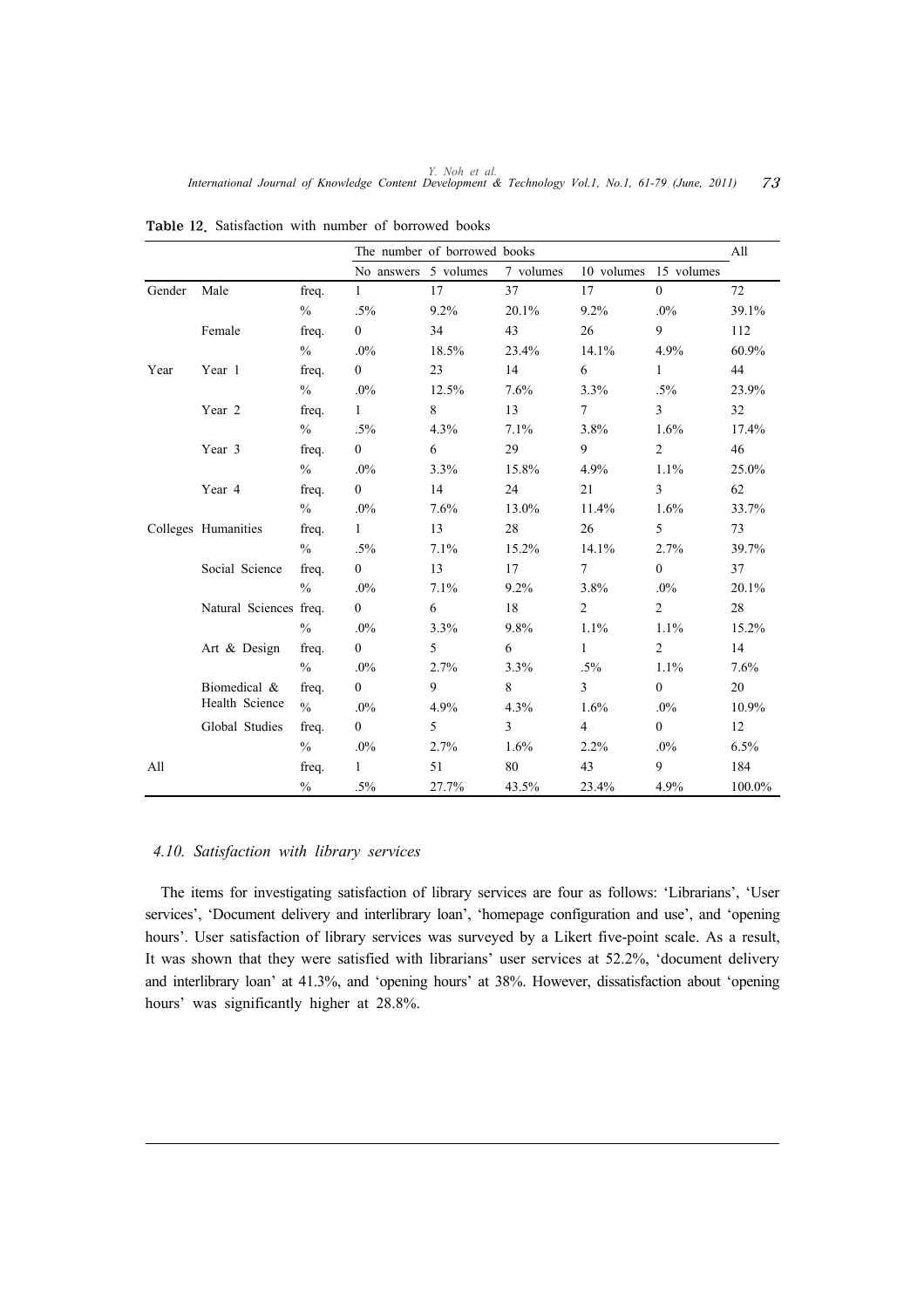**Table 12.** Satisfaction with number of borrowed books

| | | | The number of borrowed books | | | | | All |
|---|---|---|---|---|---|---|---|---|
| | | | No answers | 5 volumes | 7 volumes | 10 volumes | 15 volumes | |
| Gender | Male | freq. | 1 | 17 | 37 | 17 | 0 | 72 |
| | | % | .5% | 9.2% | 20.1% | 9.2% | .0% | 39.1% |
| | Female | freq. | 0 | 34 | 43 | 26 | 9 | 112 |
| | | % | .0% | 18.5% | 23.4% | 14.1% | 4.9% | 60.9% |
| Year | Year 1 | freq. | 0 | 23 | 14 | 6 | 1 | 44 |
| | | % | .0% | 12.5% | 7.6% | 3.3% | .5% | 23.9% |
| | Year 2 | freq. | 1 | 8 | 13 | 7 | 3 | 32 |
| | | % | .5% | 4.3% | 7.1% | 3.8% | 1.6% | 17.4% |
| | Year 3 | freq. | 0 | 6 | 29 | 9 | 2 | 46 |
| | | % | .0% | 3.3% | 15.8% | 4.9% | 1.1% | 25.0% |
| | Year 4 | freq. | 0 | 14 | 24 | 21 | 3 | 62 |
| | | % | .0% | 7.6% | 13.0% | 11.4% | 1.6% | 33.7% |
| Colleges | Humanities | freq. | 1 | 13 | 28 | 26 | 5 | 73 |
| | | % | .5% | 7.1% | 15.2% | 14.1% | 2.7% | 39.7% |
| | Social Science | freq. | 0 | 13 | 17 | 7 | 0 | 37 |
| | | % | .0% | 7.1% | 9.2% | 3.8% | .0% | 20.1% |
| | Natural Sciences | freq. | 0 | 6 | 18 | 2 | 2 | 28 |
| | | % | .0% | 3.3% | 9.8% | 1.1% | 1.1% | 15.2% |
| | Art & Design | freq. | 0 | 5 | 6 | 1 | 2 | 14 |
| | | % | .0% | 2.7% | 3.3% | .5% | 1.1% | 7.6% |
| | Biomedical & Health Science | freq. | 0 | 9 | 8 | 3 | 0 | 20 |
| | | % | .0% | 4.9% | 4.3% | 1.6% | .0% | 10.9% |
| | Global Studies | freq. | 0 | 5 | 3 | 4 | 0 | 12 |
| | | % | .0% | 2.7% | 1.6% | 2.2% | .0% | 6.5% |
| All | | freq. | 1 | 51 | 80 | 43 | 9 | 184 |
| | | % | .5% | 27.7% | 43.5% | 23.4% | 4.9% | 100.0% |

### *4.10. Satisfaction with library services*

The items for investigating satisfaction of library services are four as follows: 'Librarians', 'User services', 'Document delivery and interlibrary loan', 'homepage configuration and use', and 'opening hours'. User satisfaction of library services was surveyed by a Likert five-point scale. As a result, It was shown that they were satisfied with librarians' user services at 52.2%, 'document delivery and interlibrary loan' at 41.3%, and 'opening hours' at 38%. However, dissatisfaction about 'opening hours' was significantly higher at 28.8%.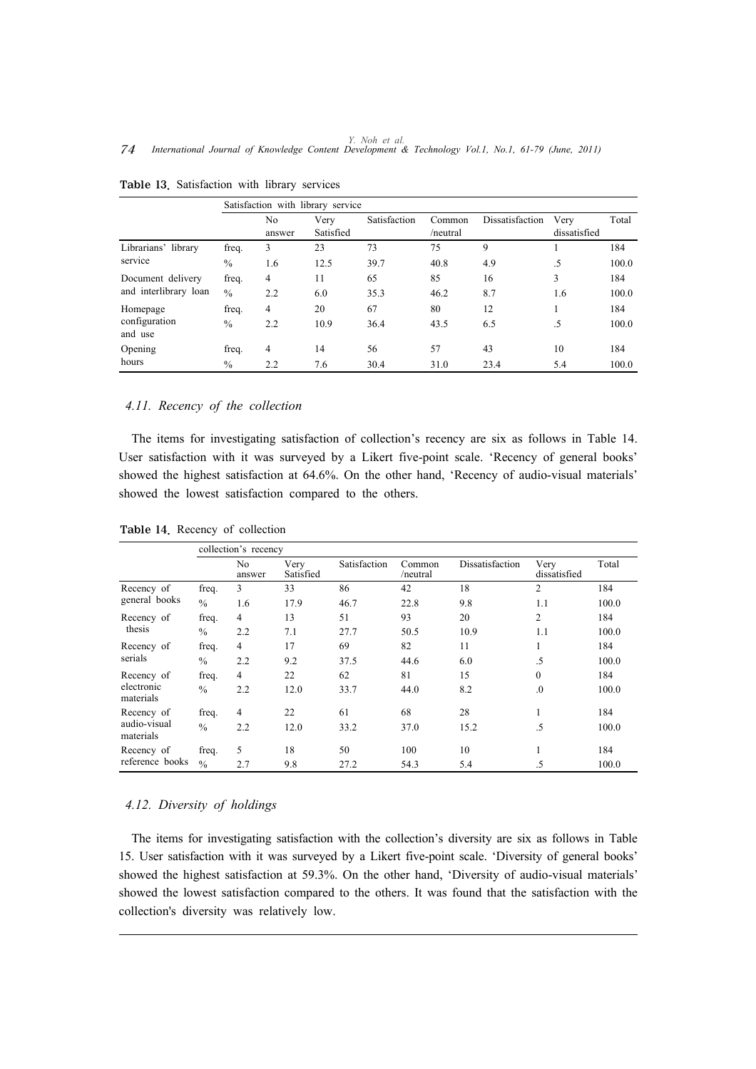**Table 13.** Satisfaction with library services

| | Satisfaction with library service | | | | | | | |
|---|---|---|---|---|---|---|---|---|
| | | No answer | Very Satisfied | Satisfaction | Common /neutral | Dissatisfaction | Very dissatisfied | Total |
| Librarians' library service | freq. | 3 | 23 | 73 | 75 | 9 | 1 | 184 |
| | % | 1.6 | 12.5 | 39.7 | 40.8 | 4.9 | .5 | 100.0 |
| Document delivery and interlibrary loan | freq. | 4 | 11 | 65 | 85 | 16 | 3 | 184 |
| | % | 2.2 | 6.0 | 35.3 | 46.2 | 8.7 | 1.6 | 100.0 |
| Homepage configuration and use | freq. | 4 | 20 | 67 | 80 | 12 | 1 | 184 |
| | % | 2.2 | 10.9 | 36.4 | 43.5 | 6.5 | .5 | 100.0 |
| Opening hours | freq. | 4 | 14 | 56 | 57 | 43 | 10 | 184 |
| | % | 2.2 | 7.6 | 30.4 | 31.0 | 23.4 | 5.4 | 100.0 |

### *4.11. Recency of the collection*

The items for investigating satisfaction of collection's recency are six as follows in Table 14. User satisfaction with it was surveyed by a Likert five-point scale. 'Recency of general books' showed the highest satisfaction at 64.6%. On the other hand, 'Recency of audio-visual materials' showed the lowest satisfaction compared to the others.

**Table 14.** Recency of collection

| | collection's recency | | | | | | | |
|---|---|---|---|---|---|---|---|---|
| | | No answer | Very Satisfied | Satisfaction | Common /neutral | Dissatisfaction | Very dissatisfied | Total |
| Recency of general books | freq. | 3 | 33 | 86 | 42 | 18 | 2 | 184 |
| | % | 1.6 | 17.9 | 46.7 | 22.8 | 9.8 | 1.1 | 100.0 |
| Recency of thesis | freq. | 4 | 13 | 51 | 93 | 20 | 2 | 184 |
| | % | 2.2 | 7.1 | 27.7 | 50.5 | 10.9 | 1.1 | 100.0 |
| Recency of serials | freq. | 4 | 17 | 69 | 82 | 11 | 1 | 184 |
| | % | 2.2 | 9.2 | 37.5 | 44.6 | 6.0 | .5 | 100.0 |
| Recency of electronic materials | freq. | 4 | 22 | 62 | 81 | 15 | 0 | 184 |
| | % | 2.2 | 12.0 | 33.7 | 44.0 | 8.2 | .0 | 100.0 |
| Recency of audio-visual materials | freq. | 4 | 22 | 61 | 68 | 28 | 1 | 184 |
| | % | 2.2 | 12.0 | 33.2 | 37.0 | 15.2 | .5 | 100.0 |
| Recency of reference books | freq. | 5 | 18 | 50 | 100 | 10 | 1 | 184 |
| | % | 2.7 | 9.8 | 27.2 | 54.3 | 5.4 | .5 | 100.0 |

### *4.12. Diversity of holdings*

The items for investigating satisfaction with the collection's diversity are six as follows in Table 15. User satisfaction with it was surveyed by a Likert five-point scale. 'Diversity of general books' showed the highest satisfaction at 59.3%. On the other hand, 'Diversity of audio-visual materials' showed the lowest satisfaction compared to the others. It was found that the satisfaction with the collection's diversity was relatively low.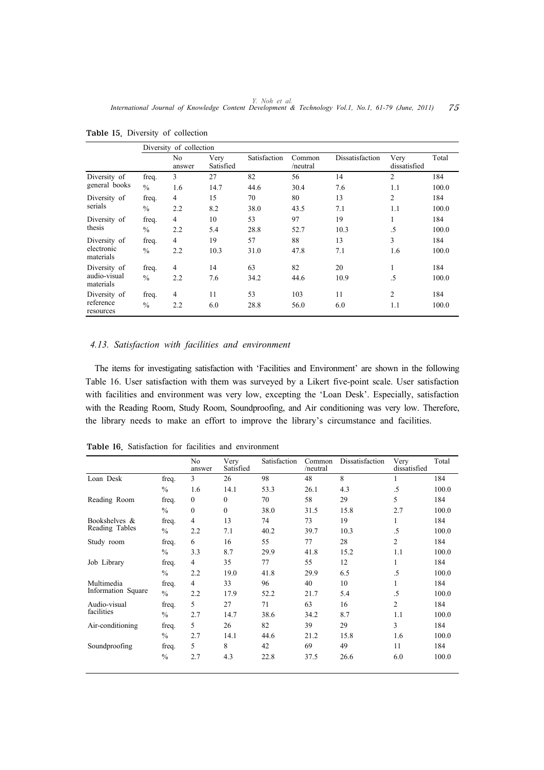**Table 15.** Diversity of collection

| | Diversity of collection | | | | | | | |
|---|---|---|---|---|---|---|---|---|
| | | No answer | Very Satisfied | Satisfaction | Common /neutral | Dissatisfaction | Very dissatisfied | Total |
| Diversity of general books | freq. | 3 | 27 | 82 | 56 | 14 | 2 | 184 |
| | % | 1.6 | 14.7 | 44.6 | 30.4 | 7.6 | 1.1 | 100.0 |
| Diversity of serials | freq. | 4 | 15 | 70 | 80 | 13 | 2 | 184 |
| | % | 2.2 | 8.2 | 38.0 | 43.5 | 7.1 | 1.1 | 100.0 |
| Diversity of thesis | freq. | 4 | 10 | 53 | 97 | 19 | 1 | 184 |
| | % | 2.2 | 5.4 | 28.8 | 52.7 | 10.3 | .5 | 100.0 |
| Diversity of electronic materials | freq. | 4 | 19 | 57 | 88 | 13 | 3 | 184 |
| | % | 2.2 | 10.3 | 31.0 | 47.8 | 7.1 | 1.6 | 100.0 |
| Diversity of audio-visual materials | freq. | 4 | 14 | 63 | 82 | 20 | 1 | 184 |
| | % | 2.2 | 7.6 | 34.2 | 44.6 | 10.9 | .5 | 100.0 |
| Diversity of reference resources | freq. | 4 | 11 | 53 | 103 | 11 | 2 | 184 |
| | % | 2.2 | 6.0 | 28.8 | 56.0 | 6.0 | 1.1 | 100.0 |

### *4.13. Satisfaction with facilities and environment*

The items for investigating satisfaction with 'Facilities and Environment' are shown in the following Table 16. User satisfaction with them was surveyed by a Likert five-point scale. User satisfaction with facilities and environment was very low, excepting the 'Loan Desk'. Especially, satisfaction with the Reading Room, Study Room, Soundproofing, and Air conditioning was very low. Therefore, the library needs to make an effort to improve the library's circumstance and facilities.

**Table 16.** Satisfaction for facilities and environment

| | | No answer | Very Satisfied | Satisfaction | Common /neutral | Dissatisfaction | Very dissatisfied | Total |
|---|---|---|---|---|---|---|---|---|
| Loan Desk | freq. | 3 | 26 | 98 | 48 | 8 | 1 | 184 |
| | % | 1.6 | 14.1 | 53.3 | 26.1 | 4.3 | .5 | 100.0 |
| Reading Room | freq. | 0 | 0 | 70 | 58 | 29 | 5 | 184 |
| | % | 0 | 0 | 38.0 | 31.5 | 15.8 | 2.7 | 100.0 |
| Bookshelves & Reading Tables | freq. | 4 | 13 | 74 | 73 | 19 | 1 | 184 |
| | % | 2.2 | 7.1 | 40.2 | 39.7 | 10.3 | .5 | 100.0 |
| Study room | freq. | 6 | 16 | 55 | 77 | 28 | 2 | 184 |
| | % | 3.3 | 8.7 | 29.9 | 41.8 | 15.2 | 1.1 | 100.0 |
| Job Library | freq. | 4 | 35 | 77 | 55 | 12 | 1 | 184 |
| | % | 2.2 | 19.0 | 41.8 | 29.9 | 6.5 | .5 | 100.0 |
| Multimedia Information Square | freq. | 4 | 33 | 96 | 40 | 10 | 1 | 184 |
| | % | 2.2 | 17.9 | 52.2 | 21.7 | 5.4 | .5 | 100.0 |
| Audio-visual facilities | freq. | 5 | 27 | 71 | 63 | 16 | 2 | 184 |
| | % | 2.7 | 14.7 | 38.6 | 34.2 | 8.7 | 1.1 | 100.0 |
| Air-conditioning | freq. | 5 | 26 | 82 | 39 | 29 | 3 | 184 |
| | % | 2.7 | 14.1 | 44.6 | 21.2 | 15.8 | 1.6 | 100.0 |
| Soundproofing | freq. | 5 | 8 | 42 | 69 | 49 | 11 | 184 |
| | % | 2.7 | 4.3 | 22.8 | 37.5 | 26.6 | 6.0 | 100.0 |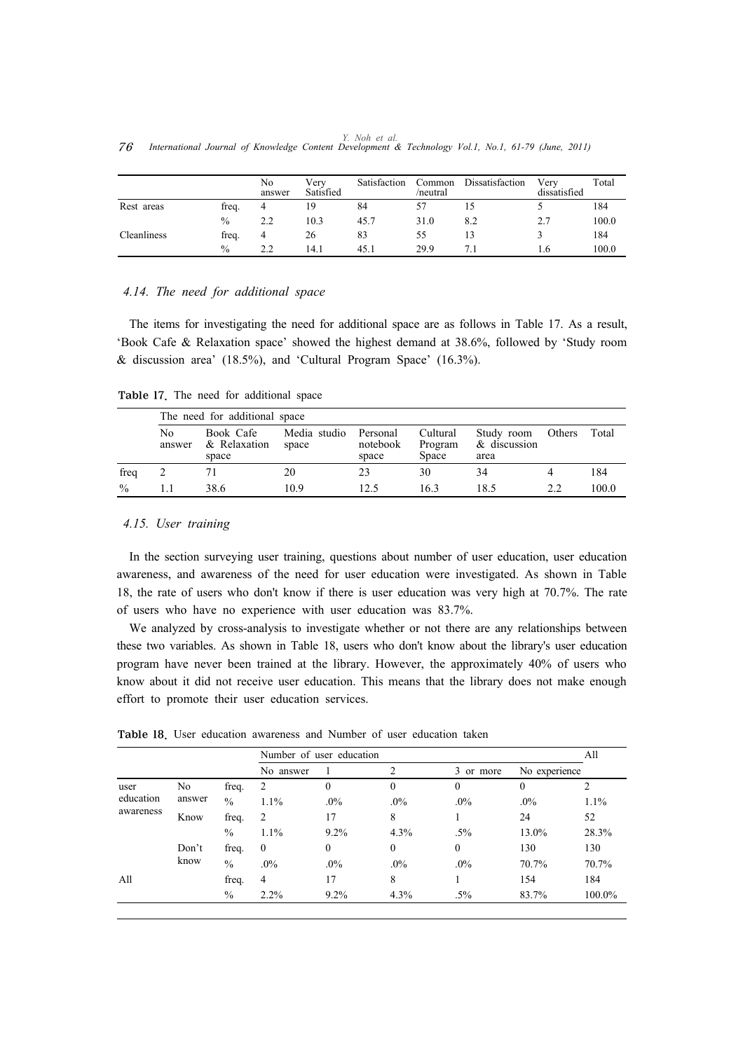| | | No answer | Very Satisfied | Satisfaction | Common /neutral | Dissatisfaction | Very dissatisfied | Total |
|---|---|---|---|---|---|---|---|---|
| Rest areas | freq. | 4 | 19 | 84 | 57 | 15 | 5 | 184 |
| | % | 2.2 | 10.3 | 45.7 | 31.0 | 8.2 | 2.7 | 100.0 |
| Cleanliness | freq. | 4 | 26 | 83 | 55 | 13 | 3 | 184 |
| | % | 2.2 | 14.1 | 45.1 | 29.9 | 7.1 | 1.6 | 100.0 |

### *4.14. The need for additional space*

The items for investigating the need for additional space are as follows in Table 17. As a result, 'Book Cafe & Relaxation space' showed the highest demand at 38.6%, followed by 'Study room & discussion area' (18.5%), and 'Cultural Program Space' (16.3%).

**Table 17.** The need for additional space

| | The need for additional space | | | | | | | |
|---|---|---|---|---|---|---|---|---|
| | No answer | Book Cafe & Relaxation space | Media studio space | Personal notebook space | Cultural Program Space | Study room & discussion area | Others | Total |
| freq | 2 | 71 | 20 | 23 | 30 | 34 | 4 | 184 |
| % | 1.1 | 38.6 | 10.9 | 12.5 | 16.3 | 18.5 | 2.2 | 100.0 |

### *4.15. User training*

In the section surveying user training, questions about number of user education, user education awareness, and awareness of the need for user education were investigated. As shown in Table 18, the rate of users who don't know if there is user education was very high at 70.7%. The rate of users who have no experience with user education was 83.7%.

We analyzed by cross-analysis to investigate whether or not there are any relationships between these two variables. As shown in Table 18, users who don't know about the library's user education program have never been trained at the library. However, the approximately 40% of users who know about it did not receive user education. This means that the library does not make enough effort to promote their user education services.

**Table 18.** User education awareness and Number of user education taken

| | | | Number of user education | | | | | All |
|---|---|---|---|---|---|---|---|---|
| | | | No answer | 1 | 2 | 3 or more | No experience | |
| user education awareness | No answer | freq. | 2 | 0 | 0 | 0 | 0 | 2 |
| | | % | 1.1% | .0% | .0% | .0% | .0% | 1.1% |
| | Know | freq. | 2 | 17 | 8 | 1 | 24 | 52 |
| | | % | 1.1% | 9.2% | 4.3% | .5% | 13.0% | 28.3% |
| | Don't know | freq. | 0 | 0 | 0 | 0 | 130 | 130 |
| | | % | .0% | .0% | .0% | .0% | 70.7% | 70.7% |
| All | | freq. | 4 | 17 | 8 | 1 | 154 | 184 |
| | | % | 2.2% | 9.2% | 4.3% | .5% | 83.7% | 100.0% |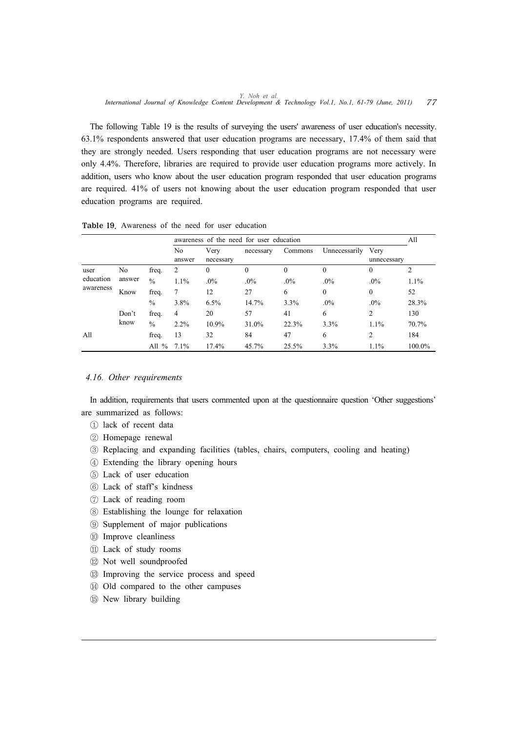The following Table 19 is the results of surveying the users' awareness of user education's necessity. 63.1% respondents answered that user education programs are necessary, 17.4% of them said that they are strongly needed. Users responding that user education programs are not necessary were only 4.4%. Therefore, libraries are required to provide user education programs more actively. In addition, users who know about the user education program responded that user education programs are required. 41% of users not knowing about the user education program responded that user education programs are required.

**Table 19.** Awareness of the need for user education

| | | | awareness of the need for user education | | | | | | All |
|---|---|---|---|---|---|---|---|---|---|
| | | | No answer | Very necessary | necessary | Commons | Unnecessarily | Very unnecessary | |
| user education awareness | No answer | freq. | 2 | 0 | 0 | 0 | 0 | 0 | 2 |
| | | % | 1.1% | .0% | .0% | .0% | .0% | .0% | 1.1% |
| | Know | freq. | 7 | 12 | 27 | 6 | 0 | 0 | 52 |
| | | % | 3.8% | 6.5% | 14.7% | 3.3% | .0% | .0% | 28.3% |
| | Don't know | freq. | 4 | 20 | 57 | 41 | 6 | 2 | 130 |
| | | % | 2.2% | 10.9% | 31.0% | 22.3% | 3.3% | 1.1% | 70.7% |
| All | | freq. | 13 | 32 | 84 | 47 | 6 | 2 | 184 |
| | | All % | 7.1% | 17.4% | 45.7% | 25.5% | 3.3% | 1.1% | 100.0% |

### *4.16. Other requirements*

In addition, requirements that users commented upon at the questionnaire question 'Other suggestions' are summarized as follows:

① lack of recent data
② Homepage renewal
③ Replacing and expanding facilities (tables, chairs, computers, cooling and heating)
④ Extending the library opening hours
⑤ Lack of user education
⑥ Lack of staff's kindness
⑦ Lack of reading room
⑧ Establishing the lounge for relaxation
⑨ Supplement of major publications
⑩ Improve cleanliness
⑪ Lack of study rooms
⑫ Not well soundproofed
⑬ Improving the service process and speed
⑭ Old compared to the other campuses
⑮ New library building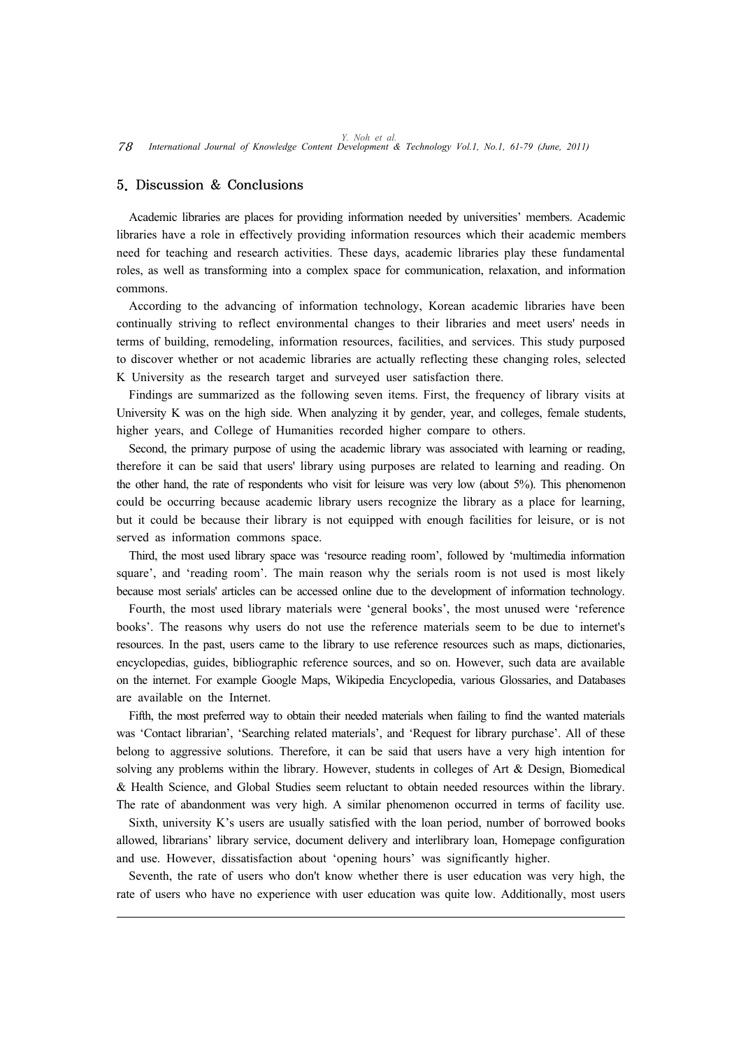## 5. Discussion & Conclusions

Academic libraries are places for providing information needed by universities' members. Academic libraries have a role in effectively providing information resources which their academic members need for teaching and research activities. These days, academic libraries play these fundamental roles, as well as transforming into a complex space for communication, relaxation, and information commons.

According to the advancing of information technology, Korean academic libraries have been continually striving to reflect environmental changes to their libraries and meet users' needs in terms of building, remodeling, information resources, facilities, and services. This study purposed to discover whether or not academic libraries are actually reflecting these changing roles, selected K University as the research target and surveyed user satisfaction there.

Findings are summarized as the following seven items. First, the frequency of library visits at University K was on the high side. When analyzing it by gender, year, and colleges, female students, higher years, and College of Humanities recorded higher compare to others.

Second, the primary purpose of using the academic library was associated with learning or reading, therefore it can be said that users' library using purposes are related to learning and reading. On the other hand, the rate of respondents who visit for leisure was very low (about 5%). This phenomenon could be occurring because academic library users recognize the library as a place for learning, but it could be because their library is not equipped with enough facilities for leisure, or is not served as information commons space.

Third, the most used library space was 'resource reading room', followed by 'multimedia information square', and 'reading room'. The main reason why the serials room is not used is most likely because most serials' articles can be accessed online due to the development of information technology.

Fourth, the most used library materials were 'general books', the most unused were 'reference books'. The reasons why users do not use the reference materials seem to be due to internet's resources. In the past, users came to the library to use reference resources such as maps, dictionaries, encyclopedias, guides, bibliographic reference sources, and so on. However, such data are available on the internet. For example Google Maps, Wikipedia Encyclopedia, various Glossaries, and Databases are available on the Internet.

Fifth, the most preferred way to obtain their needed materials when failing to find the wanted materials was 'Contact librarian', 'Searching related materials', and 'Request for library purchase'. All of these belong to aggressive solutions. Therefore, it can be said that users have a very high intention for solving any problems within the library. However, students in colleges of Art & Design, Biomedical & Health Science, and Global Studies seem reluctant to obtain needed resources within the library. The rate of abandonment was very high. A similar phenomenon occurred in terms of facility use.

Sixth, university K's users are usually satisfied with the loan period, number of borrowed books allowed, librarians' library service, document delivery and interlibrary loan, Homepage configuration and use. However, dissatisfaction about 'opening hours' was significantly higher.

Seventh, the rate of users who don't know whether there is user education was very high, the rate of users who have no experience with user education was quite low. Additionally, most users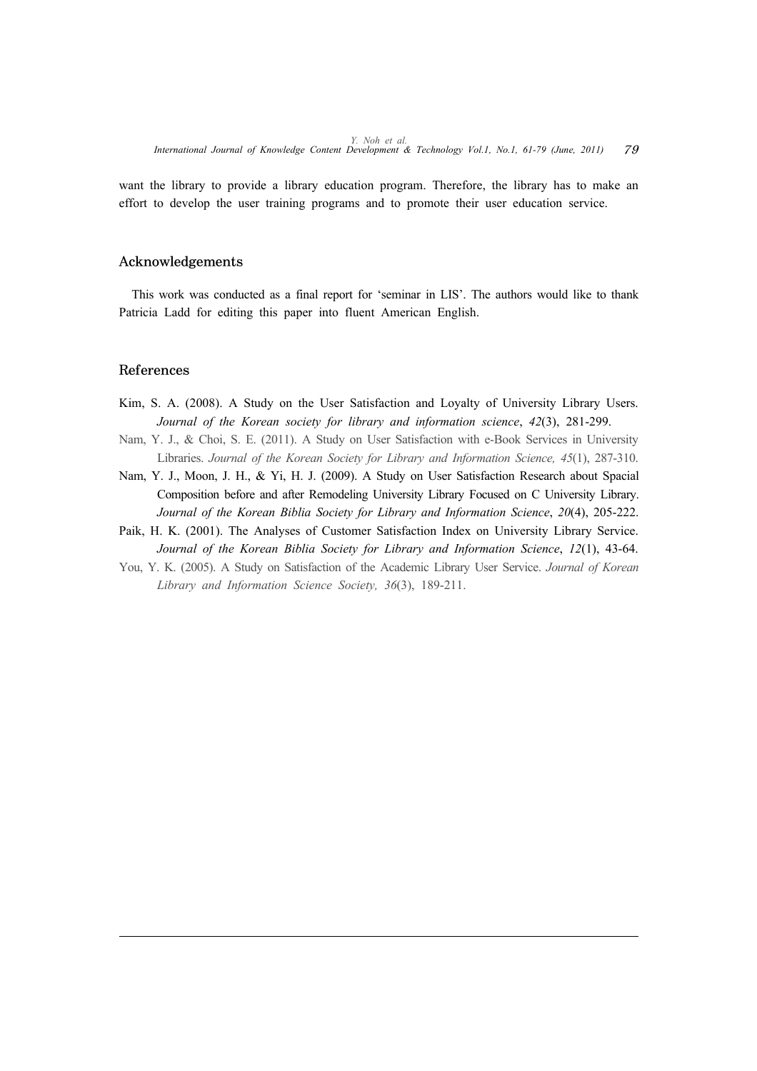want the library to provide a library education program. Therefore, the library has to make an effort to develop the user training programs and to promote their user education service.

## Acknowledgements

This work was conducted as a final report for 'seminar in LIS'. The authors would like to thank Patricia Ladd for editing this paper into fluent American English.

## References

Kim, S. A. (2008). A Study on the User Satisfaction and Loyalty of University Library Users. *Journal of the Korean society for library and information science*, *42*(3), 281-299.

Nam, Y. J., & Choi, S. E. (2011). A Study on User Satisfaction with e-Book Services in University Libraries. *Journal of the Korean Society for Library and Information Science, 45*(1), 287-310.

Nam, Y. J., Moon, J. H., & Yi, H. J. (2009). A Study on User Satisfaction Research about Spacial Composition before and after Remodeling University Library Focused on C University Library. *Journal of the Korean Biblia Society for Library and Information Science*, *20*(4), 205-222.

Paik, H. K. (2001). The Analyses of Customer Satisfaction Index on University Library Service. *Journal of the Korean Biblia Society for Library and Information Science*, *12*(1), 43-64.

You, Y. K. (2005). A Study on Satisfaction of the Academic Library User Service. *Journal of Korean Library and Information Science Society, 36*(3), 189-211.